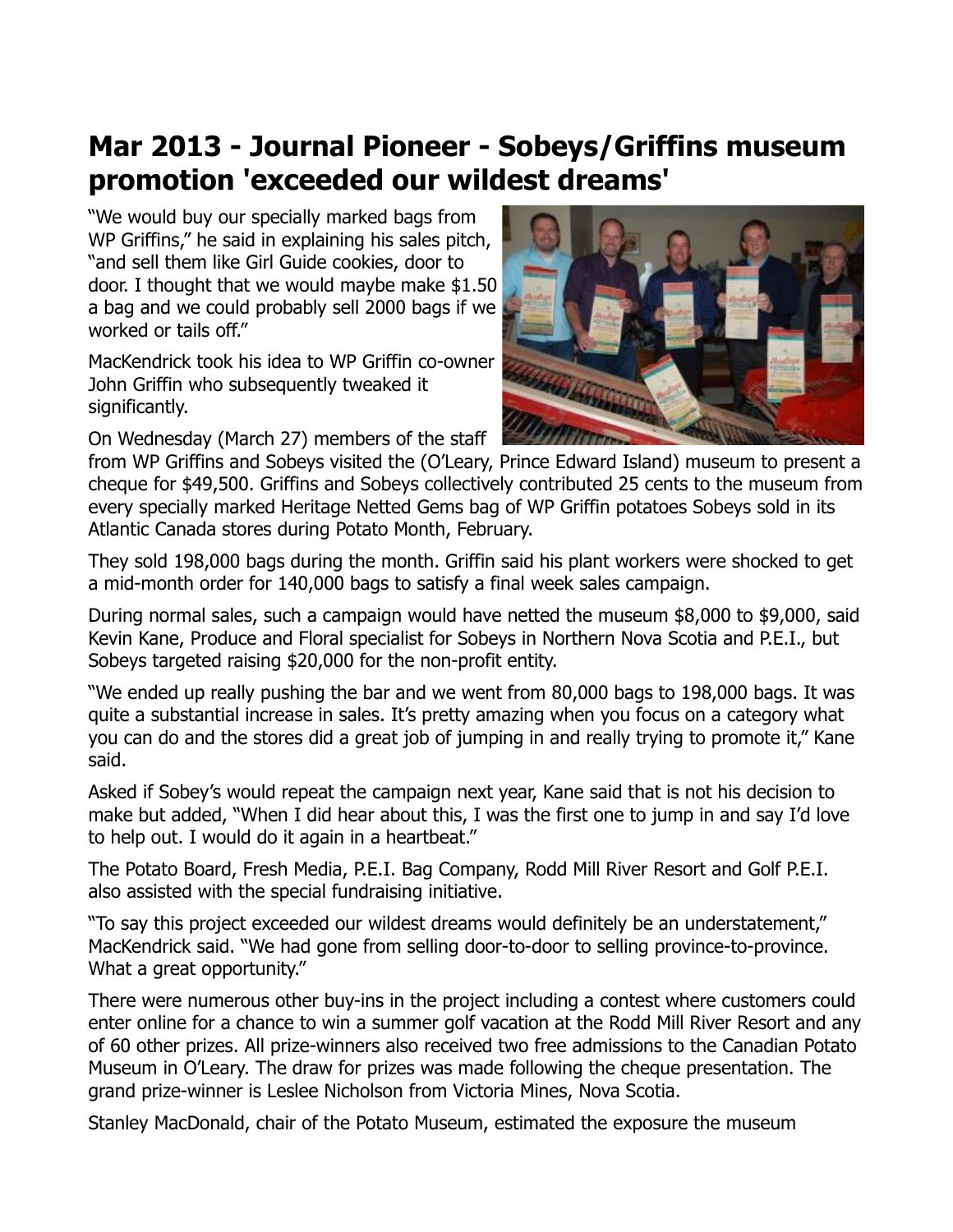# Mar 2013 - Journal Pioneer - Sobeys/Griffins museum promotion 'exceeded our wildest dreams'

"We would buy our specially marked bags from WP Griffins," he said in explaining his sales pitch, "and sell them like Girl Guide cookies, door to door. I thought that we would maybe make $1.50 a bag and we could probably sell 2000 bags if we worked or tails off."

MacKendrick took his idea to WP Griffin co-owner John Griffin who subsequently tweaked it significantly.

On Wednesday (March 27) members of the staff from WP Griffins and Sobeys visited the (O'Leary, Prince Edward Island) museum to present a cheque for $49,500. Griffins and Sobeys collectively contributed 25 cents to the museum from every specially marked Heritage Netted Gems bag of WP Griffin potatoes Sobeys sold in its Atlantic Canada stores during Potato Month, February.

They sold 198,000 bags during the month. Griffin said his plant workers were shocked to get a mid-month order for 140,000 bags to satisfy a final week sales campaign.

During normal sales, such a campaign would have netted the museum $8,000 to $9,000, said Kevin Kane, Produce and Floral specialist for Sobeys in Northern Nova Scotia and P.E.I., but Sobeys targeted raising $20,000 for the non-profit entity.

"We ended up really pushing the bar and we went from 80,000 bags to 198,000 bags. It was quite a substantial increase in sales. It's pretty amazing when you focus on a category what you can do and the stores did a great job of jumping in and really trying to promote it," Kane said.

Asked if Sobey's would repeat the campaign next year, Kane said that is not his decision to make but added, "When I did hear about this, I was the first one to jump in and say I'd love to help out. I would do it again in a heartbeat."

The Potato Board, Fresh Media, P.E.I. Bag Company, Rodd Mill River Resort and Golf P.E.I. also assisted with the special fundraising initiative.

"To say this project exceeded our wildest dreams would definitely be an understatement," MacKendrick said. "We had gone from selling door-to-door to selling province-to-province. What a great opportunity."

There were numerous other buy-ins in the project including a contest where customers could enter online for a chance to win a summer golf vacation at the Rodd Mill River Resort and any of 60 other prizes. All prize-winners also received two free admissions to the Canadian Potato Museum in O'Leary. The draw for prizes was made following the cheque presentation. The grand prize-winner is Leslee Nicholson from Victoria Mines, Nova Scotia.

Stanley MacDonald, chair of the Potato Museum, estimated the exposure the museum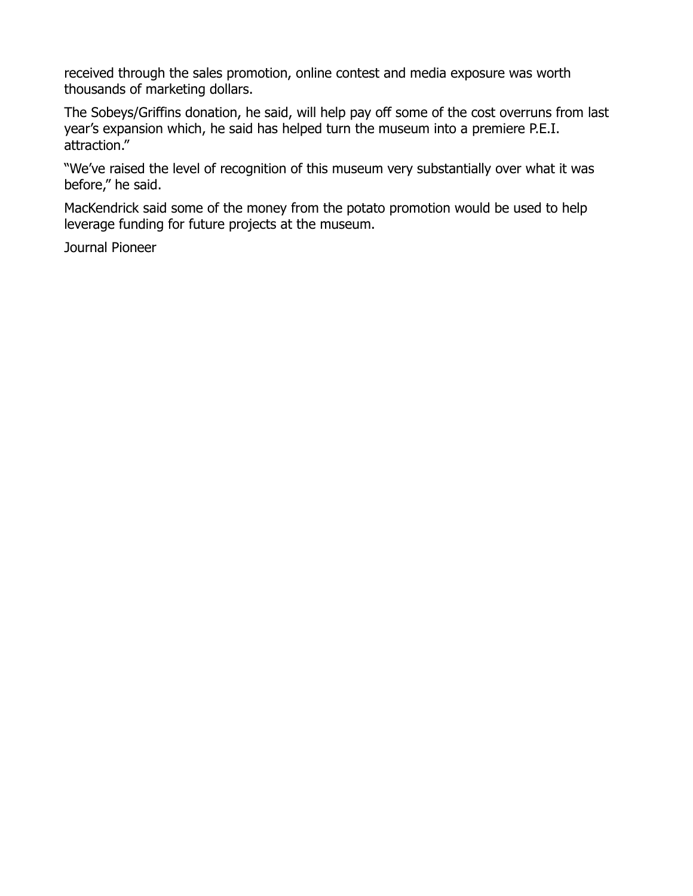received through the sales promotion, online contest and media exposure was worth thousands of marketing dollars.

The Sobeys/Griffins donation, he said, will help pay off some of the cost overruns from last year's expansion which, he said has helped turn the museum into a premiere P.E.I. attraction."

"We've raised the level of recognition of this museum very substantially over what it was before," he said.

MacKendrick said some of the money from the potato promotion would be used to help leverage funding for future projects at the museum.

Journal Pioneer